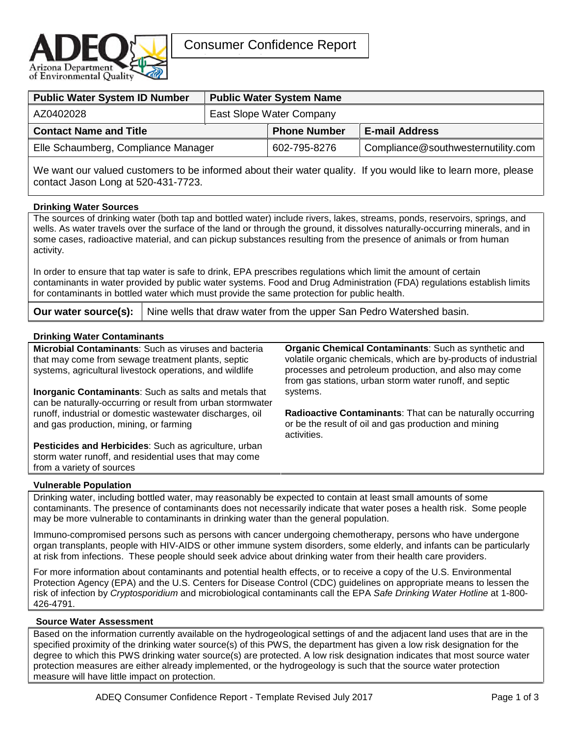# Consumer Confidence Report

| Public Water System ID Number | Public Water System Name | |
|---|---|---|
| AZ0402028 | East Slope Water Company | |

| Contact Name and Title | Phone Number | E-mail Address |
|---|---|---|
| Elle Schaumberg, Compliance Manager | 602-795-8276 | Compliance@southwesternutility.com |

We want our valued customers to be informed about their water quality. If you would like to learn more, please contact Jason Long at 520-431-7723.

### Drinking Water Sources

The sources of drinking water (both tap and bottled water) include rivers, lakes, streams, ponds, reservoirs, springs, and wells. As water travels over the surface of the land or through the ground, it dissolves naturally-occurring minerals, and in some cases, radioactive material, and can pickup substances resulting from the presence of animals or from human activity.

In order to ensure that tap water is safe to drink, EPA prescribes regulations which limit the amount of certain contaminants in water provided by public water systems. Food and Drug Administration (FDA) regulations establish limits for contaminants in bottled water which must provide the same protection for public health.

**Our water source(s):** Nine wells that draw water from the upper San Pedro Watershed basin.

### Drinking Water Contaminants

**Microbial Contaminants**: Such as viruses and bacteria that may come from sewage treatment plants, septic systems, agricultural livestock operations, and wildlife

**Inorganic Contaminants**: Such as salts and metals that can be naturally-occurring or result from urban stormwater runoff, industrial or domestic wastewater discharges, oil and gas production, mining, or farming

**Pesticides and Herbicides**: Such as agriculture, urban storm water runoff, and residential uses that may come from a variety of sources

**Organic Chemical Contaminants**: Such as synthetic and volatile organic chemicals, which are by-products of industrial processes and petroleum production, and also may come from gas stations, urban storm water runoff, and septic systems.

**Radioactive Contaminants**: That can be naturally occurring or be the result of oil and gas production and mining activities.

### Vulnerable Population

Drinking water, including bottled water, may reasonably be expected to contain at least small amounts of some contaminants. The presence of contaminants does not necessarily indicate that water poses a health risk. Some people may be more vulnerable to contaminants in drinking water than the general population.

Immuno-compromised persons such as persons with cancer undergoing chemotherapy, persons who have undergone organ transplants, people with HIV-AIDS or other immune system disorders, some elderly, and infants can be particularly at risk from infections. These people should seek advice about drinking water from their health care providers.

For more information about contaminants and potential health effects, or to receive a copy of the U.S. Environmental Protection Agency (EPA) and the U.S. Centers for Disease Control (CDC) guidelines on appropriate means to lessen the risk of infection by *Cryptosporidium* and microbiological contaminants call the EPA *Safe Drinking Water Hotline* at 1-800-426-4791.

### Source Water Assessment

Based on the information currently available on the hydrogeological settings of and the adjacent land uses that are in the specified proximity of the drinking water source(s) of this PWS, the department has given a low risk designation for the degree to which this PWS drinking water source(s) are protected. A low risk designation indicates that most source water protection measures are either already implemented, or the hydrogeology is such that the source water protection measure will have little impact on protection.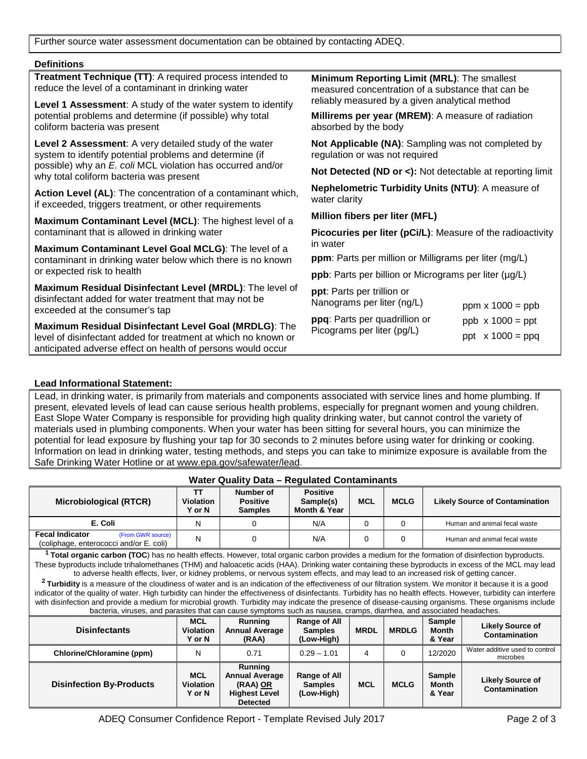Further source water assessment documentation can be obtained by contacting ADEQ.

## Definitions

**Treatment Technique (TT)**: A required process intended to reduce the level of a contaminant in drinking water

**Level 1 Assessment**: A study of the water system to identify potential problems and determine (if possible) why total coliform bacteria was present

**Level 2 Assessment**: A very detailed study of the water system to identify potential problems and determine (if possible) why an *E. coli* MCL violation has occurred and/or why total coliform bacteria was present

**Action Level (AL)**: The concentration of a contaminant which, if exceeded, triggers treatment, or other requirements

**Maximum Contaminant Level (MCL)**: The highest level of a contaminant that is allowed in drinking water

**Maximum Contaminant Level Goal MCLG)**: The level of a contaminant in drinking water below which there is no known or expected risk to health

**Maximum Residual Disinfectant Level (MRDL)**: The level of disinfectant added for water treatment that may not be exceeded at the consumer's tap

**Maximum Residual Disinfectant Level Goal (MRDLG)**: The level of disinfectant added for treatment at which no known or anticipated adverse effect on health of persons would occur

**Minimum Reporting Limit (MRL)**: The smallest measured concentration of a substance that can be reliably measured by a given analytical method

**Millirems per year (MREM)**: A measure of radiation absorbed by the body

**Not Applicable (NA)**: Sampling was not completed by regulation or was not required

**Not Detected (ND or <):** Not detectable at reporting limit

**Nephelometric Turbidity Units (NTU)**: A measure of water clarity

**Million fibers per liter (MFL)**

**Picocuries per liter (pCi/L)**: Measure of the radioactivity in water

**ppm**: Parts per million or Milligrams per liter (mg/L)

**ppb**: Parts per billion or Micrograms per liter (µg/L)

**ppt**: Parts per trillion or Nanograms per liter (ng/L)

**ppq**: Parts per quadrillion or Picograms per liter (pg/L)

ppm x 1000 = ppb

ppb x 1000 = ppt

ppt x 1000 = ppq

## Lead Informational Statement:

Lead, in drinking water, is primarily from materials and components associated with service lines and home plumbing. If present, elevated levels of lead can cause serious health problems, especially for pregnant women and young children. East Slope Water Company is responsible for providing high quality drinking water, but cannot control the variety of materials used in plumbing components. When your water has been sitting for several hours, you can minimize the potential for lead exposure by flushing your tap for 30 seconds to 2 minutes before using water for drinking or cooking. Information on lead in drinking water, testing methods, and steps you can take to minimize exposure is available from the Safe Drinking Water Hotline or at www.epa.gov/safewater/lead.

## Water Quality Data – Regulated Contaminants

| Microbiological (RTCR) | TT Violation Y or N | Number of Positive Samples | Positive Sample(s) Month & Year | MCL | MCLG | Likely Source of Contamination |
|---|---|---|---|---|---|---|
| E. Coli | N | 0 | N/A | 0 | 0 | Human and animal fecal waste |
| Fecal Indicator (From GWR source) (coliphage, enterococci and/or E. coli) | N | 0 | N/A | 0 | 0 | Human and animal fecal waste |

[1] **Total organic carbon (TOC**) has no health effects. However, total organic carbon provides a medium for the formation of disinfection byproducts. These byproducts include trihalomethanes (THM) and haloacetic acids (HAA). Drinking water containing these byproducts in excess of the MCL may lead to adverse health effects, liver, or kidney problems, or nervous system effects, and may lead to an increased risk of getting cancer.

[2] **Turbidity** is a measure of the cloudiness of water and is an indication of the effectiveness of our filtration system. We monitor it because it is a good indicator of the quality of water. High turbidity can hinder the effectiveness of disinfectants. Turbidity has no health effects. However, turbidity can interfere with disinfection and provide a medium for microbial growth. Turbidity may indicate the presence of disease-causing organisms. These organisms include bacteria, viruses, and parasites that can cause symptoms such as nausea, cramps, diarrhea, and associated headaches.

| Disinfectants | MCL Violation Y or N | Running Annual Average (RAA) | Range of All Samples (Low-High) | MRDL | MRDLG | Sample Month & Year | Likely Source of Contamination |
|---|---|---|---|---|---|---|---|
| Chlorine/Chloramine (ppm) | N | 0.71 | 0.29 – 1.01 | 4 | 0 | 12/2020 | Water additive used to control microbes |

| Disinfection By-Products | MCL Violation Y or N | Running Annual Average (RAA) OR Highest Level Detected | Range of All Samples (Low-High) | MCL | MCLG | Sample Month & Year | Likely Source of Contamination |
|---|---|---|---|---|---|---|---|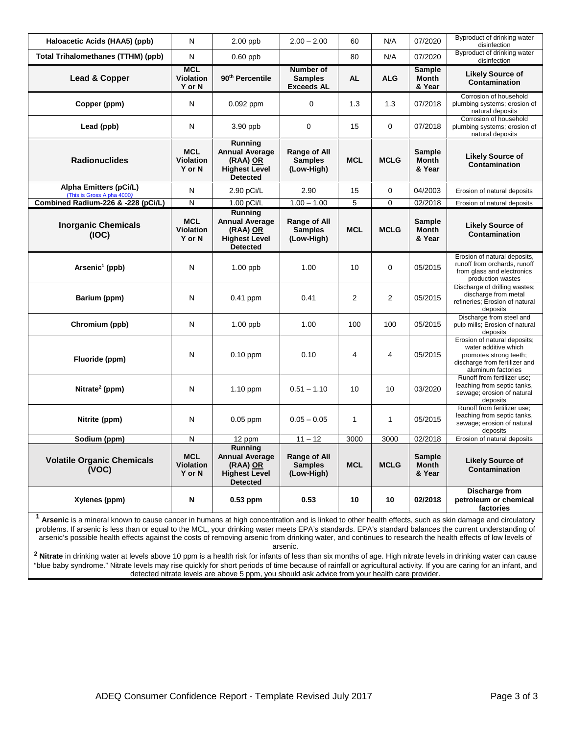| | | | | | | | |
|---|---|---|---|---|---|---|---|
| **Haloacetic Acids (HAA5) (ppb)** | N | 2.00 ppb | 2.00 – 2.00 | 60 | N/A | 07/2020 | Byproduct of drinking water disinfection |
| **Total Trihalomethanes (TTHM) (ppb)** | N | 0.60 ppb | | 80 | N/A | 07/2020 | Byproduct of drinking water disinfection |
| **Lead & Copper** | **MCL Violation Y or N** | **90th Percentile** | **Number of Samples Exceeds AL** | **AL** | **ALG** | **Sample Month & Year** | **Likely Source of Contamination** |
| **Copper (ppm)** | N | 0.092 ppm | 0 | 1.3 | 1.3 | 07/2018 | Corrosion of household plumbing systems; erosion of natural deposits |
| **Lead (ppb)** | N | 3.90 ppb | 0 | 15 | 0 | 07/2018 | Corrosion of household plumbing systems; erosion of natural deposits |
| **Radionuclides** | **MCL Violation Y or N** | **Running Annual Average (RAA) OR Highest Level Detected** | **Range of All Samples (Low-High)** | **MCL** | **MCLG** | **Sample Month & Year** | **Likely Source of Contamination** |
| **Alpha Emitters (pCi/L)** (This is Gross Alpha 4000) | N | 2.90 pCi/L | 2.90 | 15 | 0 | 04/2003 | Erosion of natural deposits |
| **Combined Radium-226 & -228 (pCi/L)** | N | 1.00 pCi/L | 1.00 – 1.00 | 5 | 0 | 02/2018 | Erosion of natural deposits |
| **Inorganic Chemicals (IOC)** | **MCL Violation Y or N** | **Running Annual Average (RAA) OR Highest Level Detected** | **Range of All Samples (Low-High)** | **MCL** | **MCLG** | **Sample Month & Year** | **Likely Source of Contamination** |
| **Arsenic[1] (ppb)** | N | 1.00 ppb | 1.00 | 10 | 0 | 05/2015 | Erosion of natural deposits, runoff from orchards, runoff from glass and electronics production wastes |
| **Barium (ppm)** | N | 0.41 ppm | 0.41 | 2 | 2 | 05/2015 | Discharge of drilling wastes; discharge from metal refineries; Erosion of natural deposits |
| **Chromium (ppb)** | N | 1.00 ppb | 1.00 | 100 | 100 | 05/2015 | Discharge from steel and pulp mills; Erosion of natural deposits |
| **Fluoride (ppm)** | N | 0.10 ppm | 0.10 | 4 | 4 | 05/2015 | Erosion of natural deposits; water additive which promotes strong teeth; discharge from fertilizer and aluminum factories |
| **Nitrate[2] (ppm)** | N | 1.10 ppm | 0.51 – 1.10 | 10 | 10 | 03/2020 | Runoff from fertilizer use; leaching from septic tanks, sewage; erosion of natural deposits |
| **Nitrite (ppm)** | N | 0.05 ppm | 0.05 – 0.05 | 1 | 1 | 05/2015 | Runoff from fertilizer use; leaching from septic tanks, sewage; erosion of natural deposits |
| **Sodium (ppm)** | N | 12 ppm | 11 – 12 | 3000 | 3000 | 02/2018 | Erosion of natural deposits |
| **Volatile Organic Chemicals (VOC)** | **MCL Violation Y or N** | **Running Annual Average (RAA) OR Highest Level Detected** | **Range of All Samples (Low-High)** | **MCL** | **MCLG** | **Sample Month & Year** | **Likely Source of Contamination** |
| **Xylenes (ppm)** | **N** | **0.53 ppm** | **0.53** | **10** | **10** | **02/2018** | **Discharge from petroleum or chemical factories** |

[1] **Arsenic** is a mineral known to cause cancer in humans at high concentration and is linked to other health effects, such as skin damage and circulatory problems. If arsenic is less than or equal to the MCL, your drinking water meets EPA's standards. EPA's standard balances the current understanding of arsenic's possible health effects against the costs of removing arsenic from drinking water, and continues to research the health effects of low levels of arsenic.

[2] **Nitrate** in drinking water at levels above 10 ppm is a health risk for infants of less than six months of age. High nitrate levels in drinking water can cause "blue baby syndrome." Nitrate levels may rise quickly for short periods of time because of rainfall or agricultural activity. If you are caring for an infant, and detected nitrate levels are above 5 ppm, you should ask advice from your health care provider.